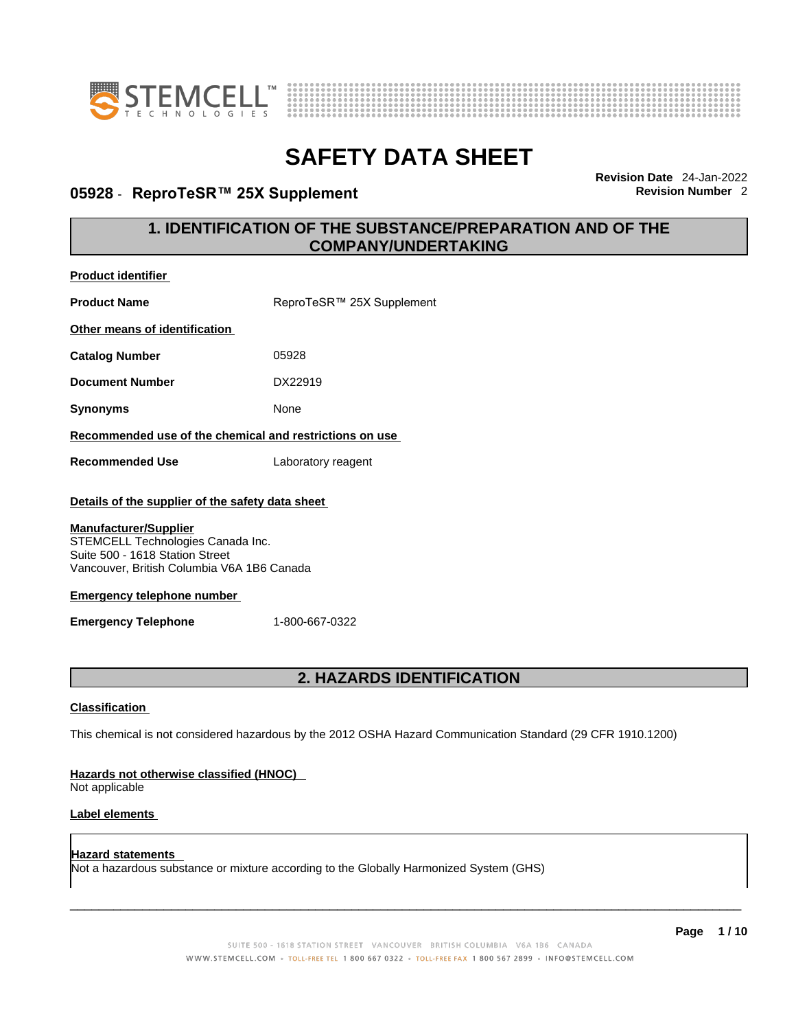# SAFETY DATA SHEET

## 05928 - ReproTeSR™ 25X Supplement

**Revision Date** 24-Jan-2022
**Revision Number** 2

## 1. IDENTIFICATION OF THE SUBSTANCE/PREPARATION AND OF THE COMPANY/UNDERTAKING

**Product identifier**

**Product Name** ReproTeSR™ 25X Supplement

**Other means of identification**

**Catalog Number** 05928

**Document Number** DX22919

**Synonyms** None

**Recommended use of the chemical and restrictions on use**

**Recommended Use** Laboratory reagent

**Details of the supplier of the safety data sheet**

**Manufacturer/Supplier**
STEMCELL Technologies Canada Inc.
Suite 500 - 1618 Station Street
Vancouver, British Columbia V6A 1B6 Canada

**Emergency telephone number**

**Emergency Telephone** 1-800-667-0322

## 2. HAZARDS IDENTIFICATION

**Classification**

This chemical is not considered hazardous by the 2012 OSHA Hazard Communication Standard (29 CFR 1910.1200)

**Hazards not otherwise classified (HNOC)**
Not applicable

**Label elements**

**Hazard statements**
Not a hazardous substance or mixture according to the Globally Harmonized System (GHS)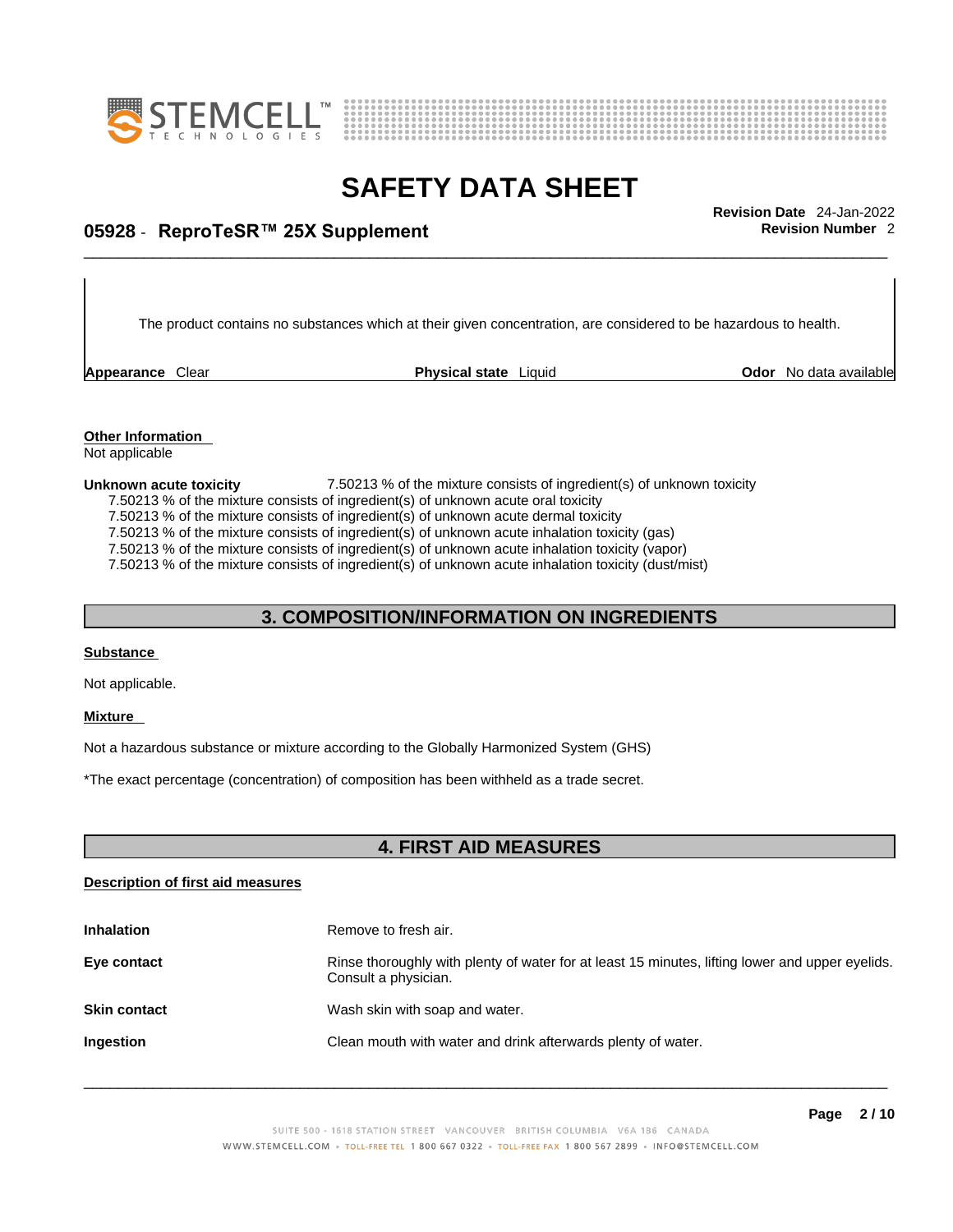The product contains no substances which at their given concentration, are considered to be hazardous to health.

**Appearance** Clear **Physical state** Liquid **Odor** No data available

**Other Information**
Not applicable

**Unknown acute toxicity** 7.50213 % of the mixture consists of ingredient(s) of unknown toxicity
7.50213 % of the mixture consists of ingredient(s) of unknown acute oral toxicity
7.50213 % of the mixture consists of ingredient(s) of unknown acute dermal toxicity
7.50213 % of the mixture consists of ingredient(s) of unknown acute inhalation toxicity (gas)
7.50213 % of the mixture consists of ingredient(s) of unknown acute inhalation toxicity (vapor)
7.50213 % of the mixture consists of ingredient(s) of unknown acute inhalation toxicity (dust/mist)

## 3. COMPOSITION/INFORMATION ON INGREDIENTS

**Substance**

Not applicable.

**Mixture**

Not a hazardous substance or mixture according to the Globally Harmonized System (GHS)

*The exact percentage (concentration) of composition has been withheld as a trade secret.

## 4. FIRST AID MEASURES

**Description of first aid measures**

**Inhalation** Remove to fresh air.

**Eye contact** Rinse thoroughly with plenty of water for at least 15 minutes, lifting lower and upper eyelids. Consult a physician.

**Skin contact** Wash skin with soap and water.

**Ingestion** Clean mouth with water and drink afterwards plenty of water.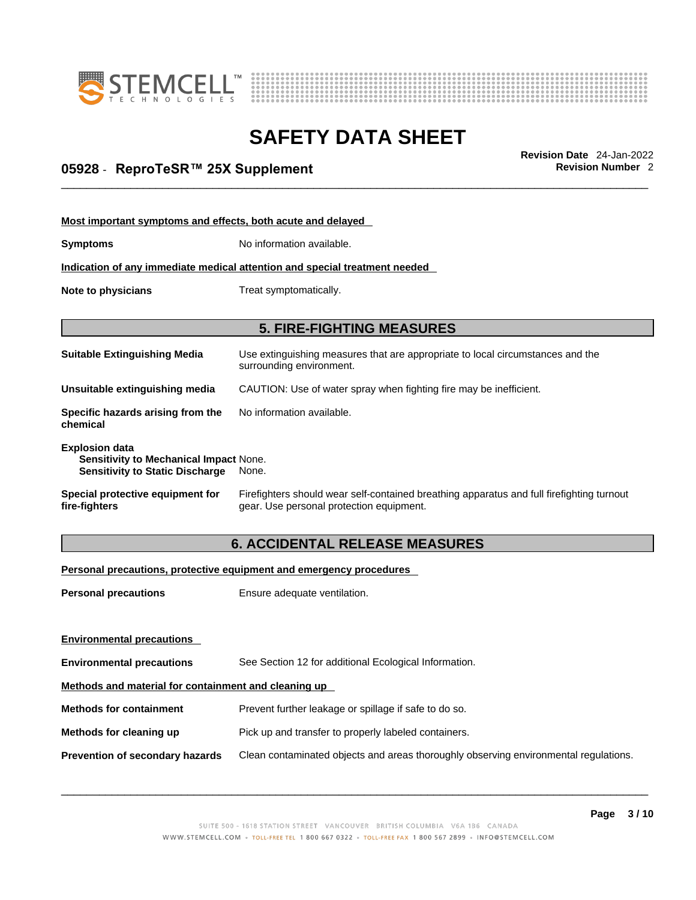**Most important symptoms and effects, both acute and delayed**

**Symptoms** No information available.

**Indication of any immediate medical attention and special treatment needed**

**Note to physicians** Treat symptomatically.

## 5. FIRE-FIGHTING MEASURES

**Suitable Extinguishing Media** Use extinguishing measures that are appropriate to local circumstances and the surrounding environment.

**Unsuitable extinguishing media** CAUTION: Use of water spray when fighting fire may be inefficient.

**Specific hazards arising from the chemical** No information available.

**Explosion data**
**Sensitivity to Mechanical Impact** None.
**Sensitivity to Static Discharge** None.

**Special protective equipment for fire-fighters** Firefighters should wear self-contained breathing apparatus and full firefighting turnout gear. Use personal protection equipment.

## 6. ACCIDENTAL RELEASE MEASURES

**Personal precautions, protective equipment and emergency procedures**

**Personal precautions** Ensure adequate ventilation.

**Environmental precautions**

**Environmental precautions** See Section 12 for additional Ecological Information.

**Methods and material for containment and cleaning up**

**Methods for containment** Prevent further leakage or spillage if safe to do so.

**Methods for cleaning up** Pick up and transfer to properly labeled containers.

**Prevention of secondary hazards** Clean contaminated objects and areas thoroughly observing environmental regulations.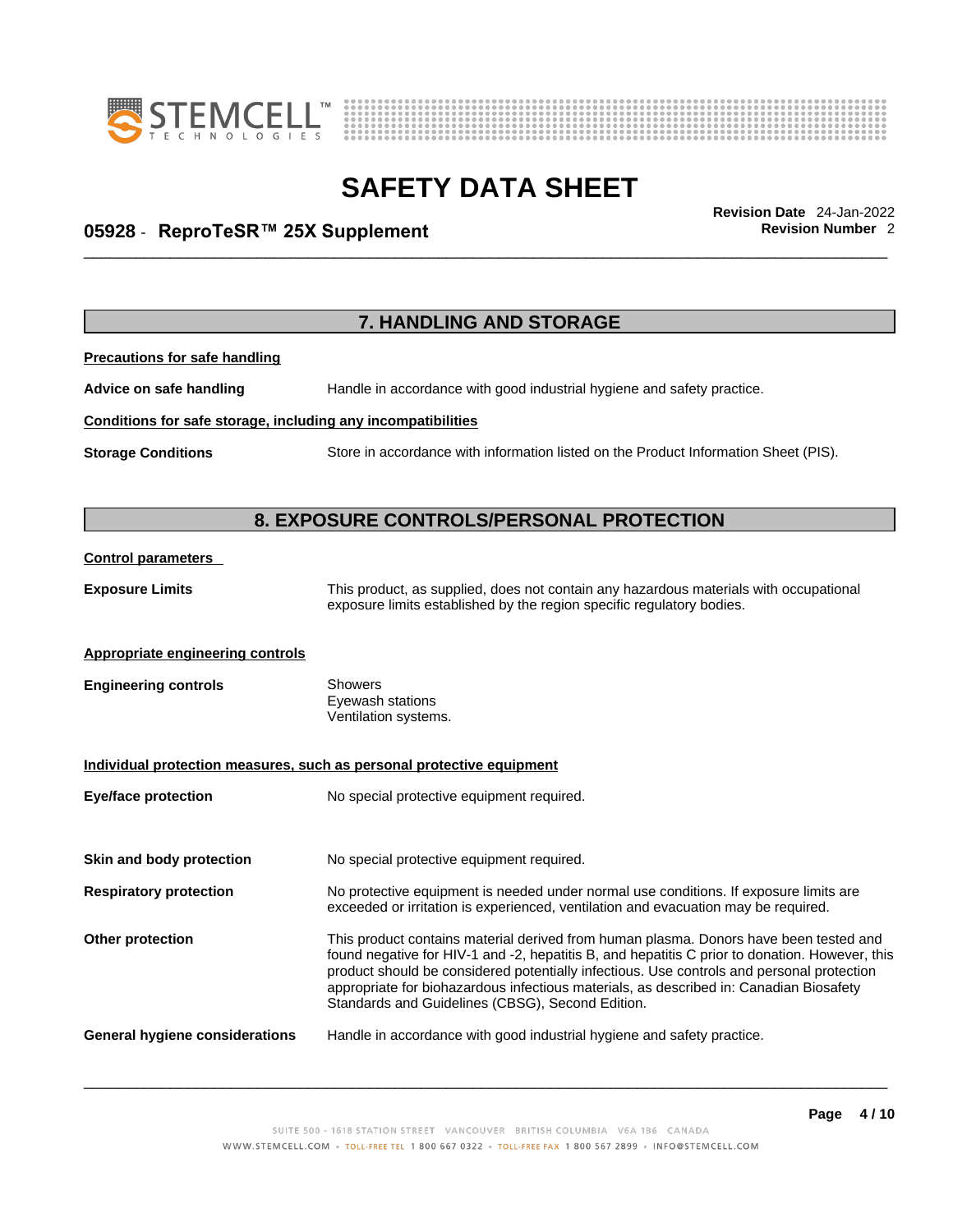## 7. HANDLING AND STORAGE

**Precautions for safe handling**

**Advice on safe handling** Handle in accordance with good industrial hygiene and safety practice.

**Conditions for safe storage, including any incompatibilities**

**Storage Conditions** Store in accordance with information listed on the Product Information Sheet (PIS).

## 8. EXPOSURE CONTROLS/PERSONAL PROTECTION

**Control parameters**

**Exposure Limits** This product, as supplied, does not contain any hazardous materials with occupational exposure limits established by the region specific regulatory bodies.

**Appropriate engineering controls**

**Engineering controls** Showers
Eyewash stations
Ventilation systems.

**Individual protection measures, such as personal protective equipment**

**Eye/face protection** No special protective equipment required.

**Skin and body protection** No special protective equipment required.

**Respiratory protection** No protective equipment is needed under normal use conditions. If exposure limits are exceeded or irritation is experienced, ventilation and evacuation may be required.

**Other protection** This product contains material derived from human plasma. Donors have been tested and found negative for HIV-1 and -2, hepatitis B, and hepatitis C prior to donation. However, this product should be considered potentially infectious. Use controls and personal protection appropriate for biohazardous infectious materials, as described in: Canadian Biosafety Standards and Guidelines (CBSG), Second Edition.

**General hygiene considerations** Handle in accordance with good industrial hygiene and safety practice.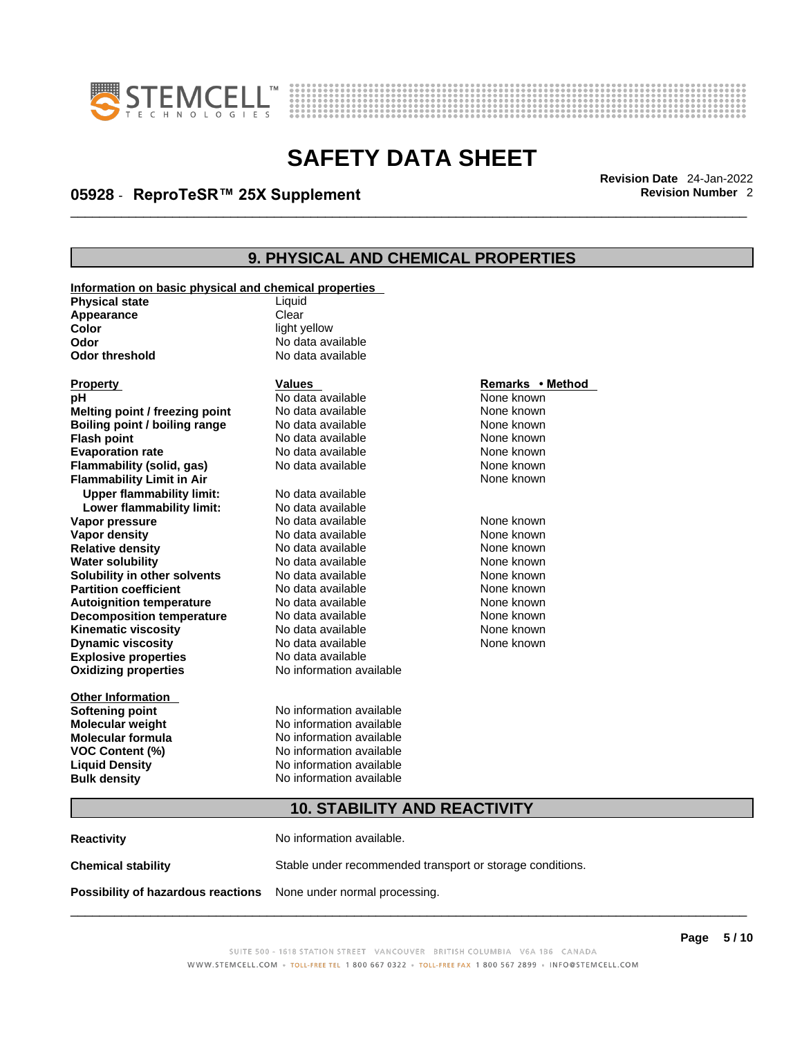## 9. PHYSICAL AND CHEMICAL PROPERTIES

**Information on basic physical and chemical properties**

| | |
|---|---|
| **Physical state** | Liquid |
| **Appearance** | Clear |
| **Color** | light yellow |
| **Odor** | No data available |
| **Odor threshold** | No data available |

| Property | Values | Remarks • Method |
|---|---|---|
| **pH** | No data available | None known |
| **Melting point / freezing point** | No data available | None known |
| **Boiling point / boiling range** | No data available | None known |
| **Flash point** | No data available | None known |
| **Evaporation rate** | No data available | None known |
| **Flammability (solid, gas)** | No data available | None known |
| **Flammability Limit in Air** | | None known |
| **Upper flammability limit:** | No data available | |
| **Lower flammability limit:** | No data available | |
| **Vapor pressure** | No data available | None known |
| **Vapor density** | No data available | None known |
| **Relative density** | No data available | None known |
| **Water solubility** | No data available | None known |
| **Solubility in other solvents** | No data available | None known |
| **Partition coefficient** | No data available | None known |
| **Autoignition temperature** | No data available | None known |
| **Decomposition temperature** | No data available | None known |
| **Kinematic viscosity** | No data available | None known |
| **Dynamic viscosity** | No data available | None known |
| **Explosive properties** | No data available | |
| **Oxidizing properties** | No information available | |

**Other Information**

| | |
|---|---|
| **Softening point** | No information available |
| **Molecular weight** | No information available |
| **Molecular formula** | No information available |
| **VOC Content (%)** | No information available |
| **Liquid Density** | No information available |
| **Bulk density** | No information available |

## 10. STABILITY AND REACTIVITY

**Reactivity** No information available.

**Chemical stability** Stable under recommended transport or storage conditions.

**Possibility of hazardous reactions** None under normal processing.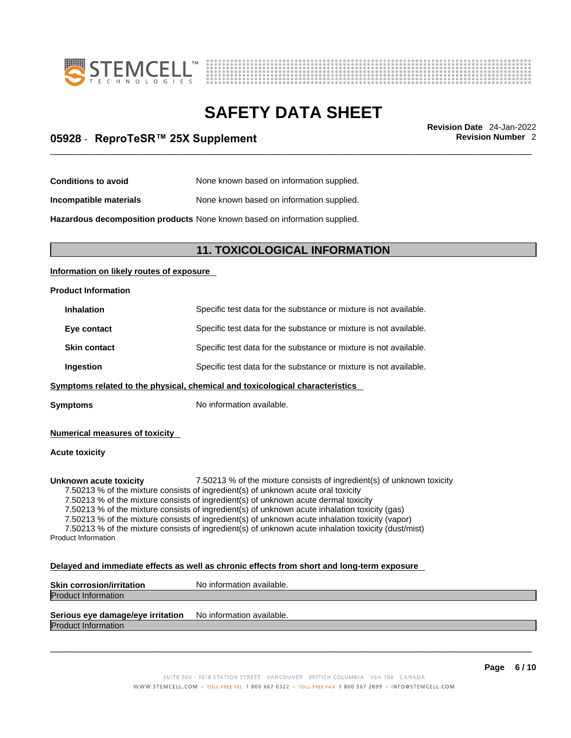**Conditions to avoid** None known based on information supplied.

**Incompatible materials** None known based on information supplied.

**Hazardous decomposition products** None known based on information supplied.

## 11. TOXICOLOGICAL INFORMATION

**Information on likely routes of exposure**

**Product Information**

| | |
|---|---|
| **Inhalation** | Specific test data for the substance or mixture is not available. |
| **Eye contact** | Specific test data for the substance or mixture is not available. |
| **Skin contact** | Specific test data for the substance or mixture is not available. |
| **Ingestion** | Specific test data for the substance or mixture is not available. |

**Symptoms related to the physical, chemical and toxicological characteristics**

**Symptoms** No information available.

**Numerical measures of toxicity**

**Acute toxicity**

**Unknown acute toxicity** 7.50213 % of the mixture consists of ingredient(s) of unknown toxicity

7.50213 % of the mixture consists of ingredient(s) of unknown acute oral toxicity
7.50213 % of the mixture consists of ingredient(s) of unknown acute dermal toxicity
7.50213 % of the mixture consists of ingredient(s) of unknown acute inhalation toxicity (gas)
7.50213 % of the mixture consists of ingredient(s) of unknown acute inhalation toxicity (vapor)
7.50213 % of the mixture consists of ingredient(s) of unknown acute inhalation toxicity (dust/mist)

Product Information

**Delayed and immediate effects as well as chronic effects from short and long-term exposure**

**Skin corrosion/irritation** No information available.

Product Information

**Serious eye damage/eye irritation** No information available.

Product Information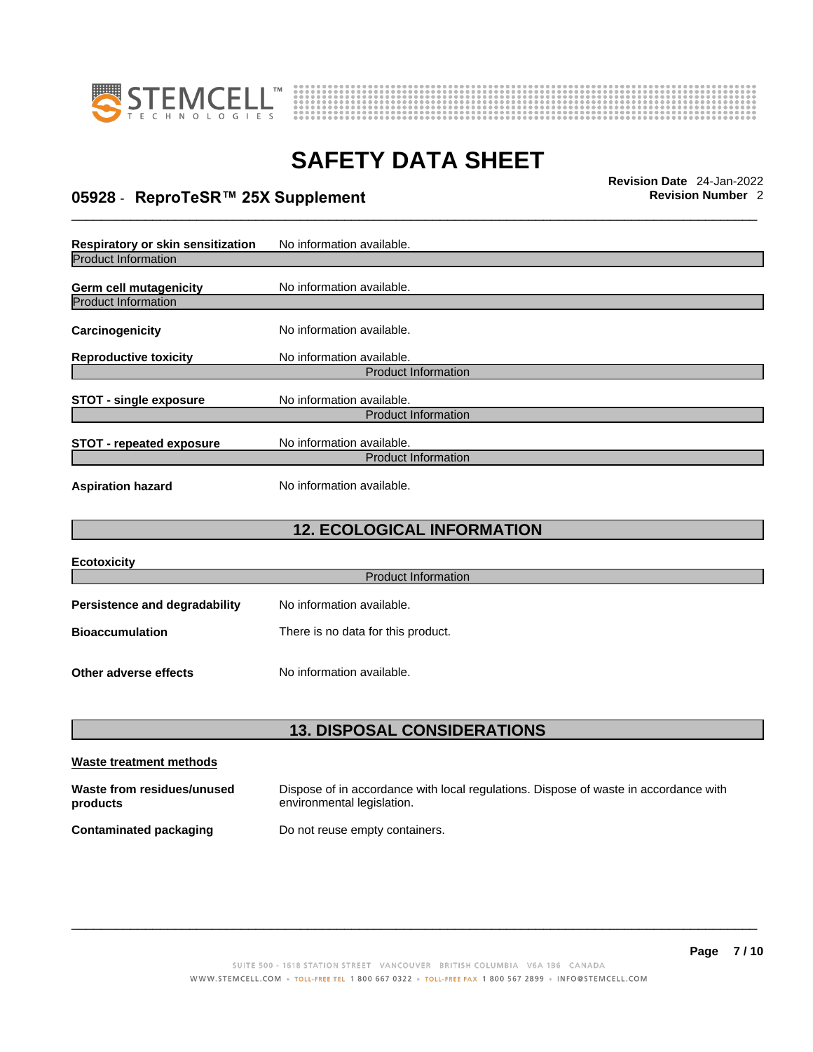**Respiratory or skin sensitization** No information available.

Product Information

**Germ cell mutagenicity** No information available.

Product Information

**Carcinogenicity** No information available.

**Reproductive toxicity** No information available.

Product Information

**STOT - single exposure** No information available.

Product Information

**STOT - repeated exposure** No information available.

Product Information

**Aspiration hazard** No information available.

## 12. ECOLOGICAL INFORMATION

**Ecotoxicity**

Product Information

**Persistence and degradability** No information available.

**Bioaccumulation** There is no data for this product.

**Other adverse effects** No information available.

## 13. DISPOSAL CONSIDERATIONS

**Waste treatment methods**

**Waste from residues/unused products** Dispose of in accordance with local regulations. Dispose of waste in accordance with environmental legislation.

**Contaminated packaging** Do not reuse empty containers.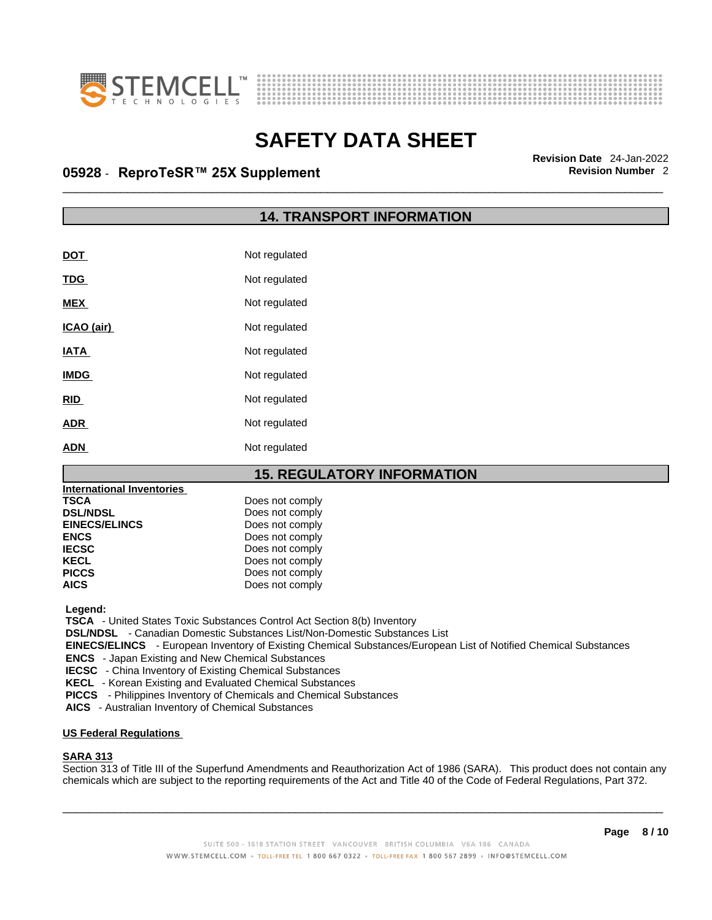## 14. TRANSPORT INFORMATION

| | |
|---|---|
| **DOT** | Not regulated |
| **TDG** | Not regulated |
| **MEX** | Not regulated |
| **ICAO (air)** | Not regulated |
| **IATA** | Not regulated |
| **IMDG** | Not regulated |
| **RID** | Not regulated |
| **ADR** | Not regulated |
| **ADN** | Not regulated |

## 15. REGULATORY INFORMATION

**International Inventories**

| | |
|---|---|
| **TSCA** | Does not comply |
| **DSL/NDSL** | Does not comply |
| **EINECS/ELINCS** | Does not comply |
| **ENCS** | Does not comply |
| **IECSC** | Does not comply |
| **KECL** | Does not comply |
| **PICCS** | Does not comply |
| **AICS** | Does not comply |

**Legend:**

**TSCA** - United States Toxic Substances Control Act Section 8(b) Inventory
**DSL/NDSL** - Canadian Domestic Substances List/Non-Domestic Substances List
**EINECS/ELINCS** - European Inventory of Existing Chemical Substances/European List of Notified Chemical Substances
**ENCS** - Japan Existing and New Chemical Substances
**IECSC** - China Inventory of Existing Chemical Substances
**KECL** - Korean Existing and Evaluated Chemical Substances
**PICCS** - Philippines Inventory of Chemicals and Chemical Substances
**AICS** - Australian Inventory of Chemical Substances

**US Federal Regulations**

**SARA 313**

Section 313 of Title III of the Superfund Amendments and Reauthorization Act of 1986 (SARA). This product does not contain any chemicals which are subject to the reporting requirements of the Act and Title 40 of the Code of Federal Regulations, Part 372.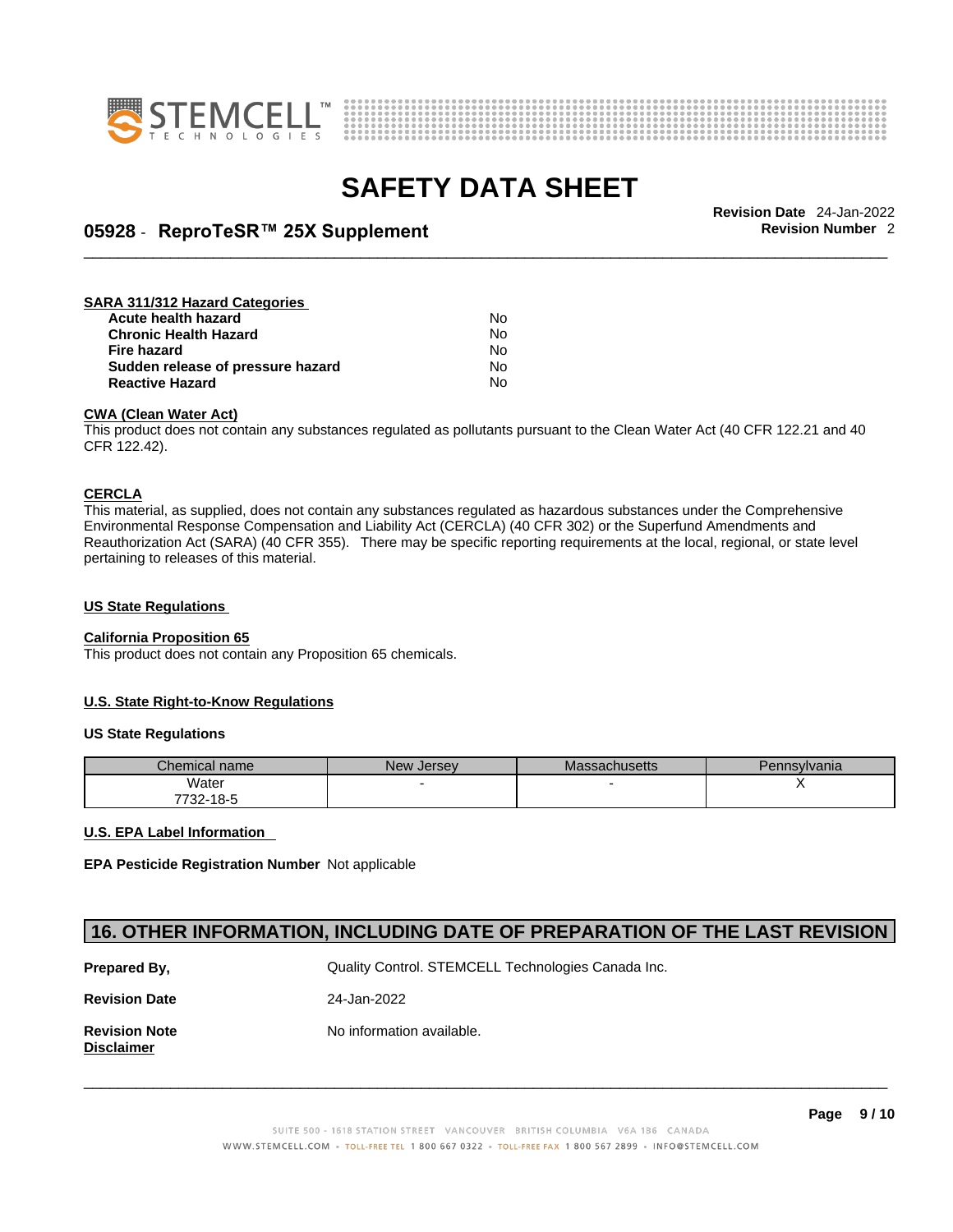**SARA 311/312 Hazard Categories**

| | |
|---|---|
| **Acute health hazard** | No |
| **Chronic Health Hazard** | No |
| **Fire hazard** | No |
| **Sudden release of pressure hazard** | No |
| **Reactive Hazard** | No |

**CWA (Clean Water Act)**

This product does not contain any substances regulated as pollutants pursuant to the Clean Water Act (40 CFR 122.21 and 40 CFR 122.42).

**CERCLA**

This material, as supplied, does not contain any substances regulated as hazardous substances under the Comprehensive Environmental Response Compensation and Liability Act (CERCLA) (40 CFR 302) or the Superfund Amendments and Reauthorization Act (SARA) (40 CFR 355). There may be specific reporting requirements at the local, regional, or state level pertaining to releases of this material.

**US State Regulations**

**California Proposition 65**

This product does not contain any Proposition 65 chemicals.

**U.S. State Right-to-Know Regulations**

**US State Regulations**

| Chemical name | New Jersey | Massachusetts | Pennsylvania |
|---|---|---|---|
| Water<br>7732-18-5 | - | - | X |

**U.S. EPA Label Information**

**EPA Pesticide Registration Number** Not applicable

## 16. OTHER INFORMATION, INCLUDING DATE OF PREPARATION OF THE LAST REVISION

**Prepared By,** Quality Control. STEMCELL Technologies Canada Inc.

**Revision Date** 24-Jan-2022

**Revision Note** No information available.

**Disclaimer**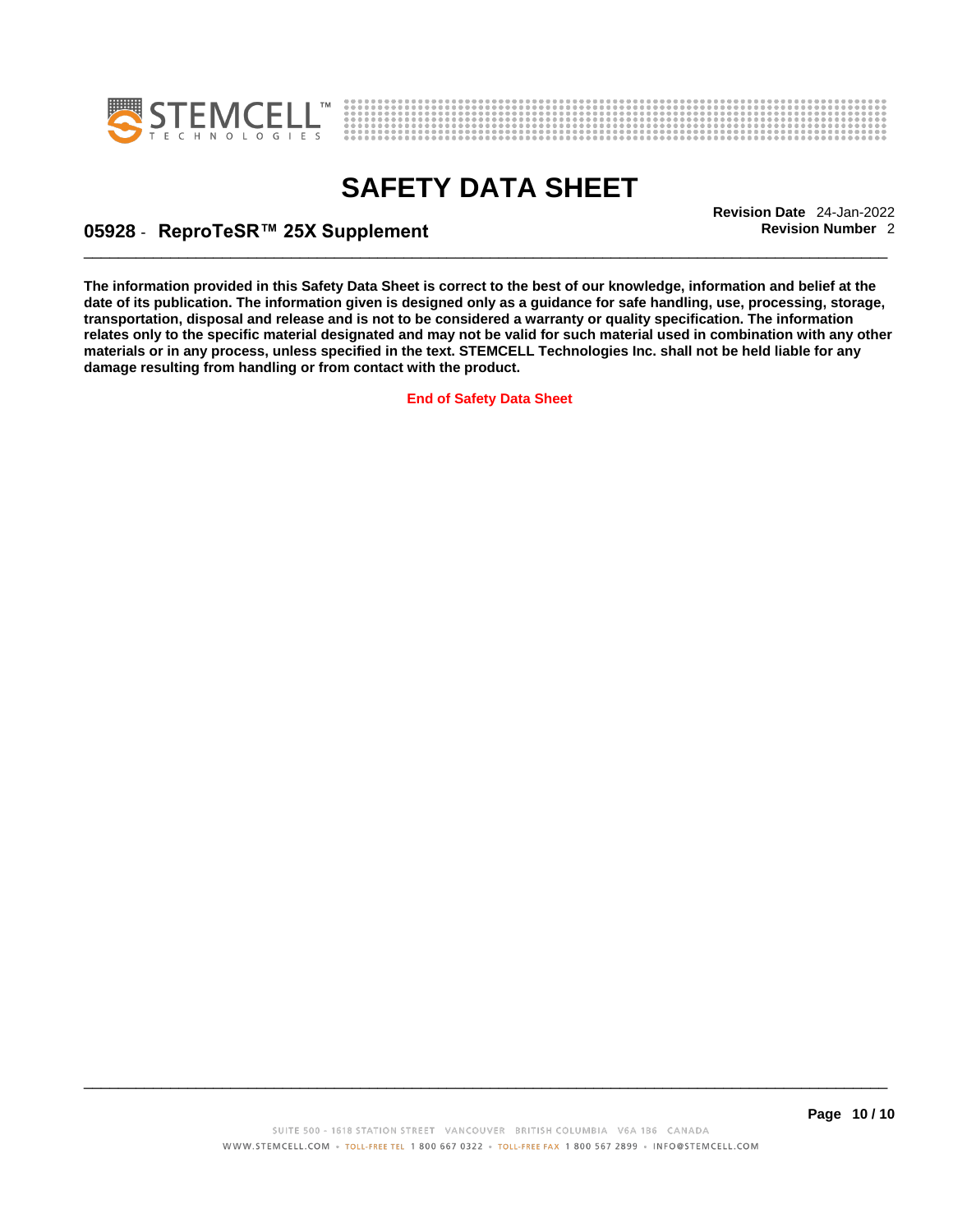**The information provided in this Safety Data Sheet is correct to the best of our knowledge, information and belief at the date of its publication. The information given is designed only as a guidance for safe handling, use, processing, storage, transportation, disposal and release and is not to be considered a warranty or quality specification. The information relates only to the specific material designated and may not be valid for such material used in combination with any other materials or in any process, unless specified in the text. STEMCELL Technologies Inc. shall not be held liable for any damage resulting from handling or from contact with the product.**

**End of Safety Data Sheet**